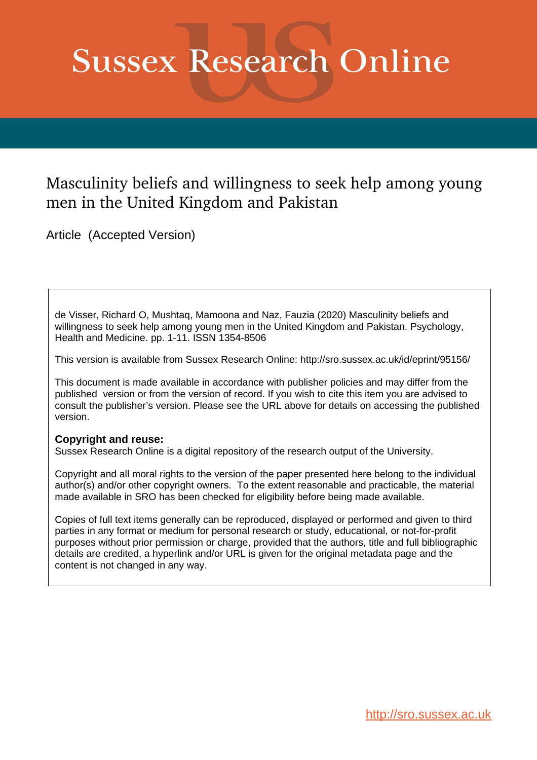# Sussex Research Online

## Masculinity beliefs and willingness to seek help among young men in the United Kingdom and Pakistan

Article (Accepted Version)

de Visser, Richard O, Mushtaq, Mamoona and Naz, Fauzia (2020) Masculinity beliefs and willingness to seek help among young men in the United Kingdom and Pakistan. Psychology, Health and Medicine. pp. 1-11. ISSN 1354-8506

This version is available from Sussex Research Online: http://sro.sussex.ac.uk/id/eprint/95156/

This document is made available in accordance with publisher policies and may differ from the published version or from the version of record. If you wish to cite this item you are advised to consult the publisher's version. Please see the URL above for details on accessing the published version.

**Copyright and reuse:**
Sussex Research Online is a digital repository of the research output of the University.

Copyright and all moral rights to the version of the paper presented here belong to the individual author(s) and/or other copyright owners. To the extent reasonable and practicable, the material made available in SRO has been checked for eligibility before being made available.

Copies of full text items generally can be reproduced, displayed or performed and given to third parties in any format or medium for personal research or study, educational, or not-for-profit purposes without prior permission or charge, provided that the authors, title and full bibliographic details are credited, a hyperlink and/or URL is given for the original metadata page and the content is not changed in any way.

http://sro.sussex.ac.uk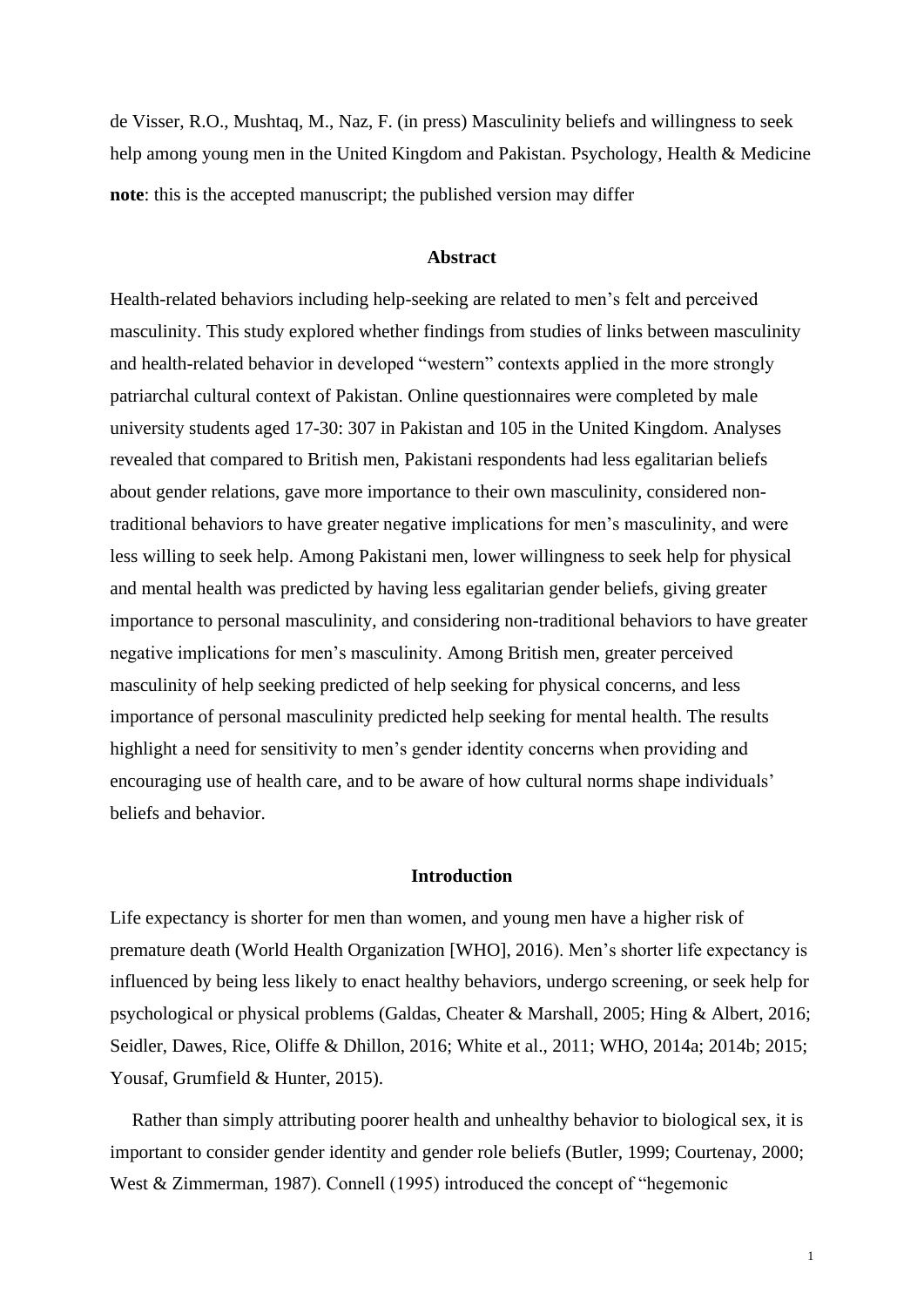de Visser, R.O., Mushtaq, M., Naz, F. (in press) Masculinity beliefs and willingness to seek help among young men in the United Kingdom and Pakistan. Psychology, Health & Medicine

**note**: this is the accepted manuscript; the published version may differ

## Abstract

Health-related behaviors including help-seeking are related to men's felt and perceived masculinity. This study explored whether findings from studies of links between masculinity and health-related behavior in developed "western" contexts applied in the more strongly patriarchal cultural context of Pakistan. Online questionnaires were completed by male university students aged 17-30: 307 in Pakistan and 105 in the United Kingdom. Analyses revealed that compared to British men, Pakistani respondents had less egalitarian beliefs about gender relations, gave more importance to their own masculinity, considered non-traditional behaviors to have greater negative implications for men's masculinity, and were less willing to seek help. Among Pakistani men, lower willingness to seek help for physical and mental health was predicted by having less egalitarian gender beliefs, giving greater importance to personal masculinity, and considering non-traditional behaviors to have greater negative implications for men's masculinity. Among British men, greater perceived masculinity of help seeking predicted of help seeking for physical concerns, and less importance of personal masculinity predicted help seeking for mental health. The results highlight a need for sensitivity to men's gender identity concerns when providing and encouraging use of health care, and to be aware of how cultural norms shape individuals' beliefs and behavior.

## Introduction

Life expectancy is shorter for men than women, and young men have a higher risk of premature death (World Health Organization [WHO], 2016). Men's shorter life expectancy is influenced by being less likely to enact healthy behaviors, undergo screening, or seek help for psychological or physical problems (Galdas, Cheater & Marshall, 2005; Hing & Albert, 2016; Seidler, Dawes, Rice, Oliffe & Dhillon, 2016; White et al., 2011; WHO, 2014a; 2014b; 2015; Yousaf, Grumfield & Hunter, 2015).

Rather than simply attributing poorer health and unhealthy behavior to biological sex, it is important to consider gender identity and gender role beliefs (Butler, 1999; Courtenay, 2000; West & Zimmerman, 1987). Connell (1995) introduced the concept of "hegemonic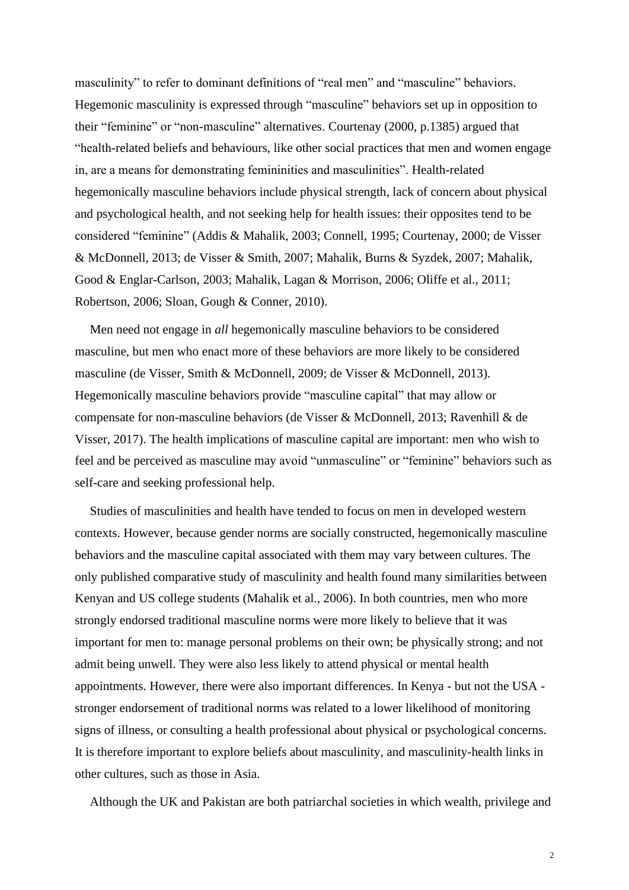masculinity" to refer to dominant definitions of "real men" and "masculine" behaviors. Hegemonic masculinity is expressed through "masculine" behaviors set up in opposition to their "feminine" or "non-masculine" alternatives. Courtenay (2000, p.1385) argued that "health-related beliefs and behaviours, like other social practices that men and women engage in, are a means for demonstrating femininities and masculinities". Health-related hegemonically masculine behaviors include physical strength, lack of concern about physical and psychological health, and not seeking help for health issues: their opposites tend to be considered "feminine" (Addis & Mahalik, 2003; Connell, 1995; Courtenay, 2000; de Visser & McDonnell, 2013; de Visser & Smith, 2007; Mahalik, Burns & Syzdek, 2007; Mahalik, Good & Englar-Carlson, 2003; Mahalik, Lagan & Morrison, 2006; Oliffe et al., 2011; Robertson, 2006; Sloan, Gough & Conner, 2010).

Men need not engage in *all* hegemonically masculine behaviors to be considered masculine, but men who enact more of these behaviors are more likely to be considered masculine (de Visser, Smith & McDonnell, 2009; de Visser & McDonnell, 2013). Hegemonically masculine behaviors provide "masculine capital" that may allow or compensate for non-masculine behaviors (de Visser & McDonnell, 2013; Ravenhill & de Visser, 2017). The health implications of masculine capital are important: men who wish to feel and be perceived as masculine may avoid "unmasculine" or "feminine" behaviors such as self-care and seeking professional help.

Studies of masculinities and health have tended to focus on men in developed western contexts. However, because gender norms are socially constructed, hegemonically masculine behaviors and the masculine capital associated with them may vary between cultures. The only published comparative study of masculinity and health found many similarities between Kenyan and US college students (Mahalik et al., 2006). In both countries, men who more strongly endorsed traditional masculine norms were more likely to believe that it was important for men to: manage personal problems on their own; be physically strong; and not admit being unwell. They were also less likely to attend physical or mental health appointments. However, there were also important differences. In Kenya - but not the USA - stronger endorsement of traditional norms was related to a lower likelihood of monitoring signs of illness, or consulting a health professional about physical or psychological concerns. It is therefore important to explore beliefs about masculinity, and masculinity-health links in other cultures, such as those in Asia.

Although the UK and Pakistan are both patriarchal societies in which wealth, privilege and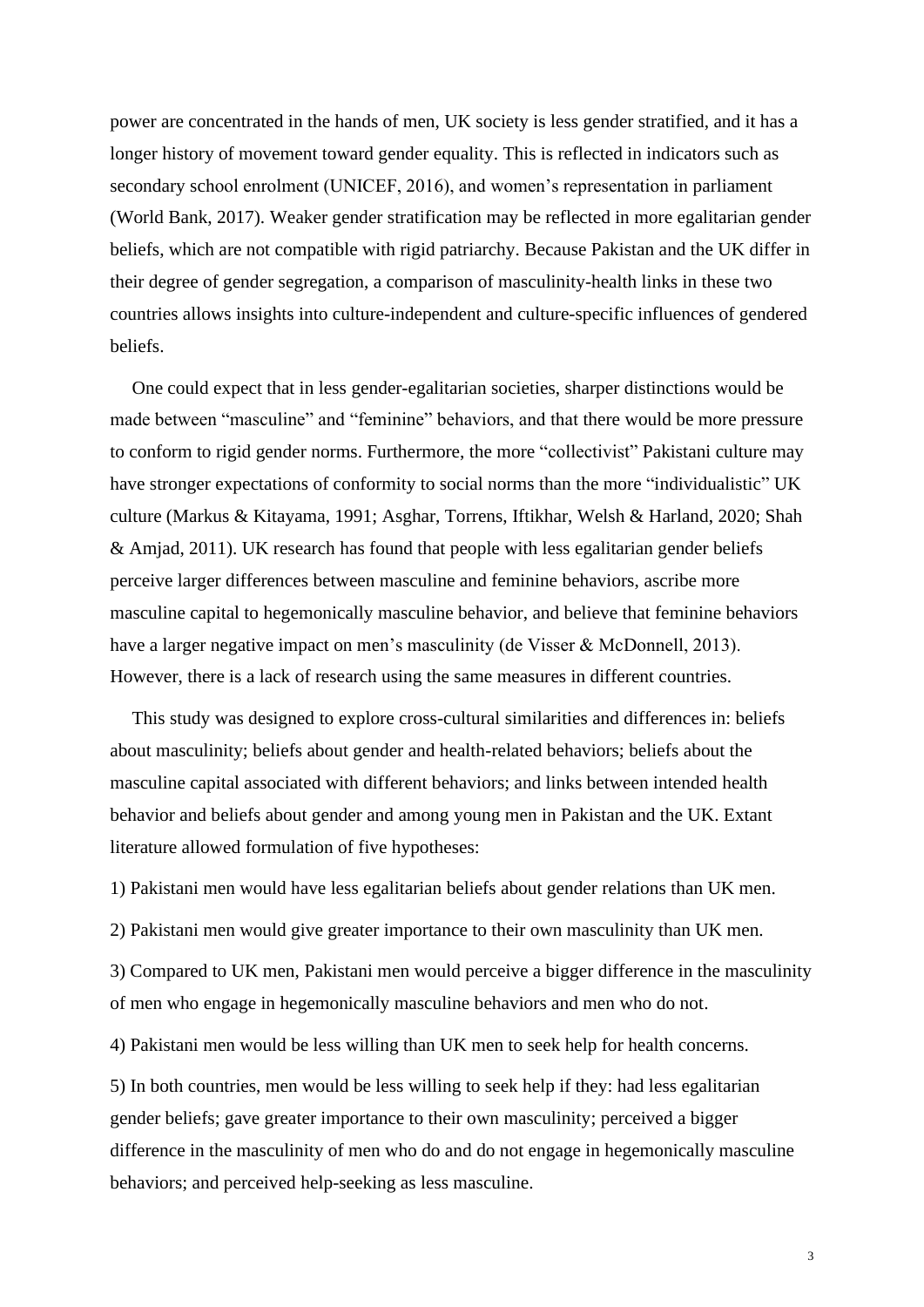power are concentrated in the hands of men, UK society is less gender stratified, and it has a longer history of movement toward gender equality. This is reflected in indicators such as secondary school enrolment (UNICEF, 2016), and women's representation in parliament (World Bank, 2017). Weaker gender stratification may be reflected in more egalitarian gender beliefs, which are not compatible with rigid patriarchy. Because Pakistan and the UK differ in their degree of gender segregation, a comparison of masculinity-health links in these two countries allows insights into culture-independent and culture-specific influences of gendered beliefs.

One could expect that in less gender-egalitarian societies, sharper distinctions would be made between "masculine" and "feminine" behaviors, and that there would be more pressure to conform to rigid gender norms. Furthermore, the more "collectivist" Pakistani culture may have stronger expectations of conformity to social norms than the more "individualistic" UK culture (Markus & Kitayama, 1991; Asghar, Torrens, Iftikhar, Welsh & Harland, 2020; Shah & Amjad, 2011). UK research has found that people with less egalitarian gender beliefs perceive larger differences between masculine and feminine behaviors, ascribe more masculine capital to hegemonically masculine behavior, and believe that feminine behaviors have a larger negative impact on men's masculinity (de Visser & McDonnell, 2013). However, there is a lack of research using the same measures in different countries.

This study was designed to explore cross-cultural similarities and differences in: beliefs about masculinity; beliefs about gender and health-related behaviors; beliefs about the masculine capital associated with different behaviors; and links between intended health behavior and beliefs about gender and among young men in Pakistan and the UK. Extant literature allowed formulation of five hypotheses:

1) Pakistani men would have less egalitarian beliefs about gender relations than UK men.

2) Pakistani men would give greater importance to their own masculinity than UK men.

3) Compared to UK men, Pakistani men would perceive a bigger difference in the masculinity of men who engage in hegemonically masculine behaviors and men who do not.

4) Pakistani men would be less willing than UK men to seek help for health concerns.

5) In both countries, men would be less willing to seek help if they: had less egalitarian gender beliefs; gave greater importance to their own masculinity; perceived a bigger difference in the masculinity of men who do and do not engage in hegemonically masculine behaviors; and perceived help-seeking as less masculine.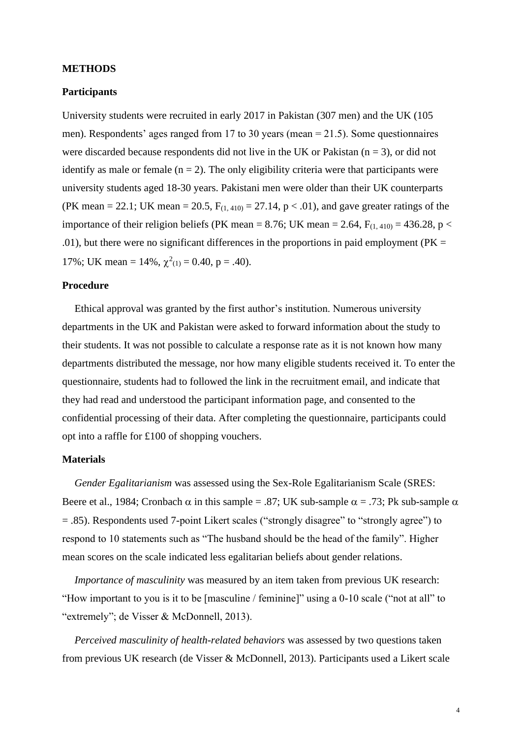## METHODS

### Participants

University students were recruited in early 2017 in Pakistan (307 men) and the UK (105 men). Respondents' ages ranged from 17 to 30 years (mean = 21.5). Some questionnaires were discarded because respondents did not live in the UK or Pakistan (n = 3), or did not identify as male or female (n = 2). The only eligibility criteria were that participants were university students aged 18-30 years. Pakistani men were older than their UK counterparts (PK mean = 22.1; UK mean = 20.5, $F_{(1, 410)} = 27.14$, $p < .01$), and gave greater ratings of the importance of their religion beliefs (PK mean = 8.76; UK mean = 2.64, $F_{(1, 410)} = 436.28$, $p < .01$), but there were no significant differences in the proportions in paid employment (PK = 17%; UK mean = 14%, $\chi^2_{(1)} = 0.40$, $p = .40$).

### Procedure

Ethical approval was granted by the first author's institution. Numerous university departments in the UK and Pakistan were asked to forward information about the study to their students. It was not possible to calculate a response rate as it is not known how many departments distributed the message, nor how many eligible students received it. To enter the questionnaire, students had to followed the link in the recruitment email, and indicate that they had read and understood the participant information page, and consented to the confidential processing of their data. After completing the questionnaire, participants could opt into a raffle for £100 of shopping vouchers.

### Materials

*Gender Egalitarianism* was assessed using the Sex-Role Egalitarianism Scale (SRES: Beere et al., 1984; Cronbach $\alpha$ in this sample = .87; UK sub-sample $\alpha$ = .73; Pk sub-sample $\alpha$ = .85). Respondents used 7-point Likert scales ("strongly disagree" to "strongly agree") to respond to 10 statements such as "The husband should be the head of the family". Higher mean scores on the scale indicated less egalitarian beliefs about gender relations.

*Importance of masculinity* was measured by an item taken from previous UK research: "How important to you is it to be [masculine / feminine]" using a 0-10 scale ("not at all" to "extremely"; de Visser & McDonnell, 2013).

*Perceived masculinity of health-related behaviors* was assessed by two questions taken from previous UK research (de Visser & McDonnell, 2013). Participants used a Likert scale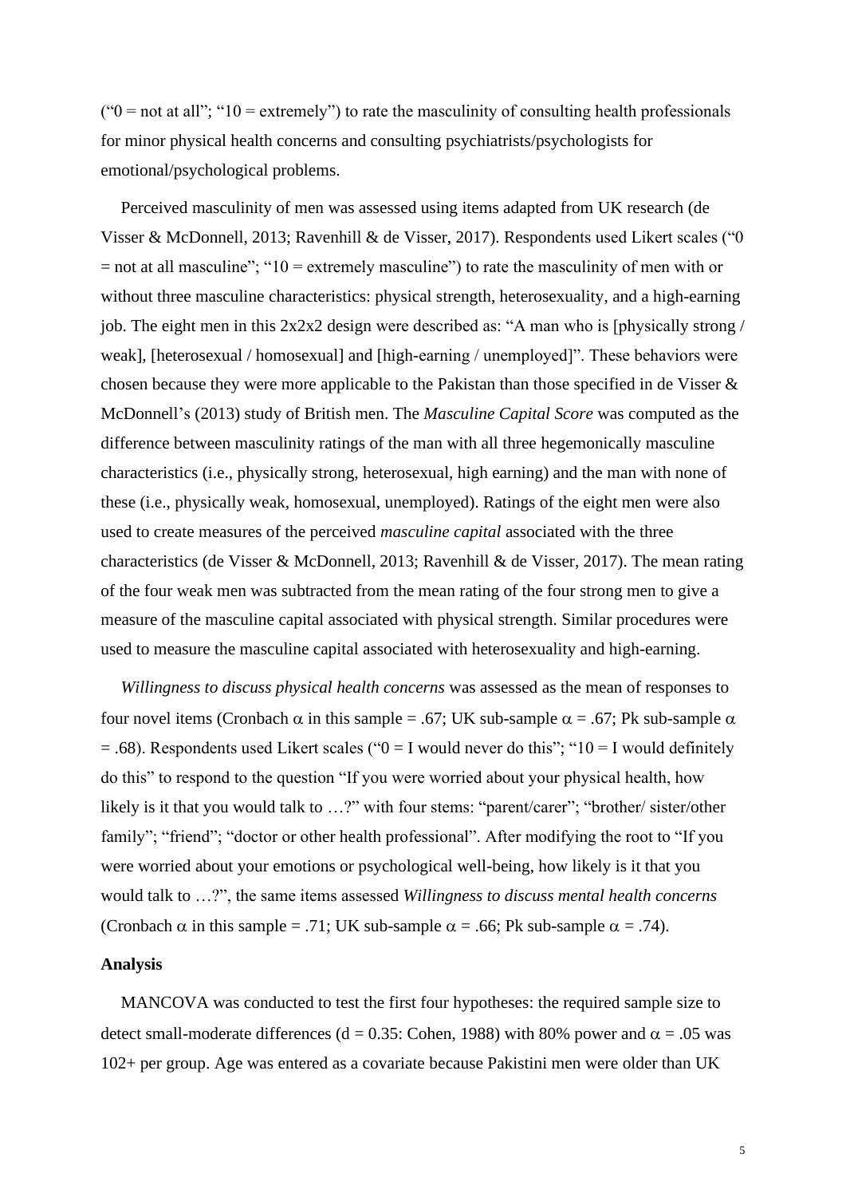("0 = not at all"; "10 = extremely") to rate the masculinity of consulting health professionals for minor physical health concerns and consulting psychiatrists/psychologists for emotional/psychological problems.

Perceived masculinity of men was assessed using items adapted from UK research (de Visser & McDonnell, 2013; Ravenhill & de Visser, 2017). Respondents used Likert scales ("0 = not at all masculine"; "10 = extremely masculine") to rate the masculinity of men with or without three masculine characteristics: physical strength, heterosexuality, and a high-earning job. The eight men in this 2x2x2 design were described as: "A man who is [physically strong / weak], [heterosexual / homosexual] and [high-earning / unemployed]". These behaviors were chosen because they were more applicable to the Pakistan than those specified in de Visser & McDonnell's (2013) study of British men. The *Masculine Capital Score* was computed as the difference between masculinity ratings of the man with all three hegemonically masculine characteristics (i.e., physically strong, heterosexual, high earning) and the man with none of these (i.e., physically weak, homosexual, unemployed). Ratings of the eight men were also used to create measures of the perceived *masculine capital* associated with the three characteristics (de Visser & McDonnell, 2013; Ravenhill & de Visser, 2017). The mean rating of the four weak men was subtracted from the mean rating of the four strong men to give a measure of the masculine capital associated with physical strength. Similar procedures were used to measure the masculine capital associated with heterosexuality and high-earning.

*Willingness to discuss physical health concerns* was assessed as the mean of responses to four novel items (Cronbach $\alpha$ in this sample = .67; UK sub-sample $\alpha$ = .67; Pk sub-sample $\alpha$ = .68). Respondents used Likert scales ("0 = I would never do this"; "10 = I would definitely do this" to respond to the question "If you were worried about your physical health, how likely is it that you would talk to …?" with four stems: "parent/carer"; "brother/ sister/other family"; "friend"; "doctor or other health professional". After modifying the root to "If you were worried about your emotions or psychological well-being, how likely is it that you would talk to …?", the same items assessed *Willingness to discuss mental health concerns* (Cronbach $\alpha$ in this sample = .71; UK sub-sample $\alpha$ = .66; Pk sub-sample $\alpha$ = .74).

**Analysis**

MANCOVA was conducted to test the first four hypotheses: the required sample size to detect small-moderate differences (d = 0.35: Cohen, 1988) with 80% power and $\alpha$ = .05 was 102+ per group. Age was entered as a covariate because Pakistini men were older than UK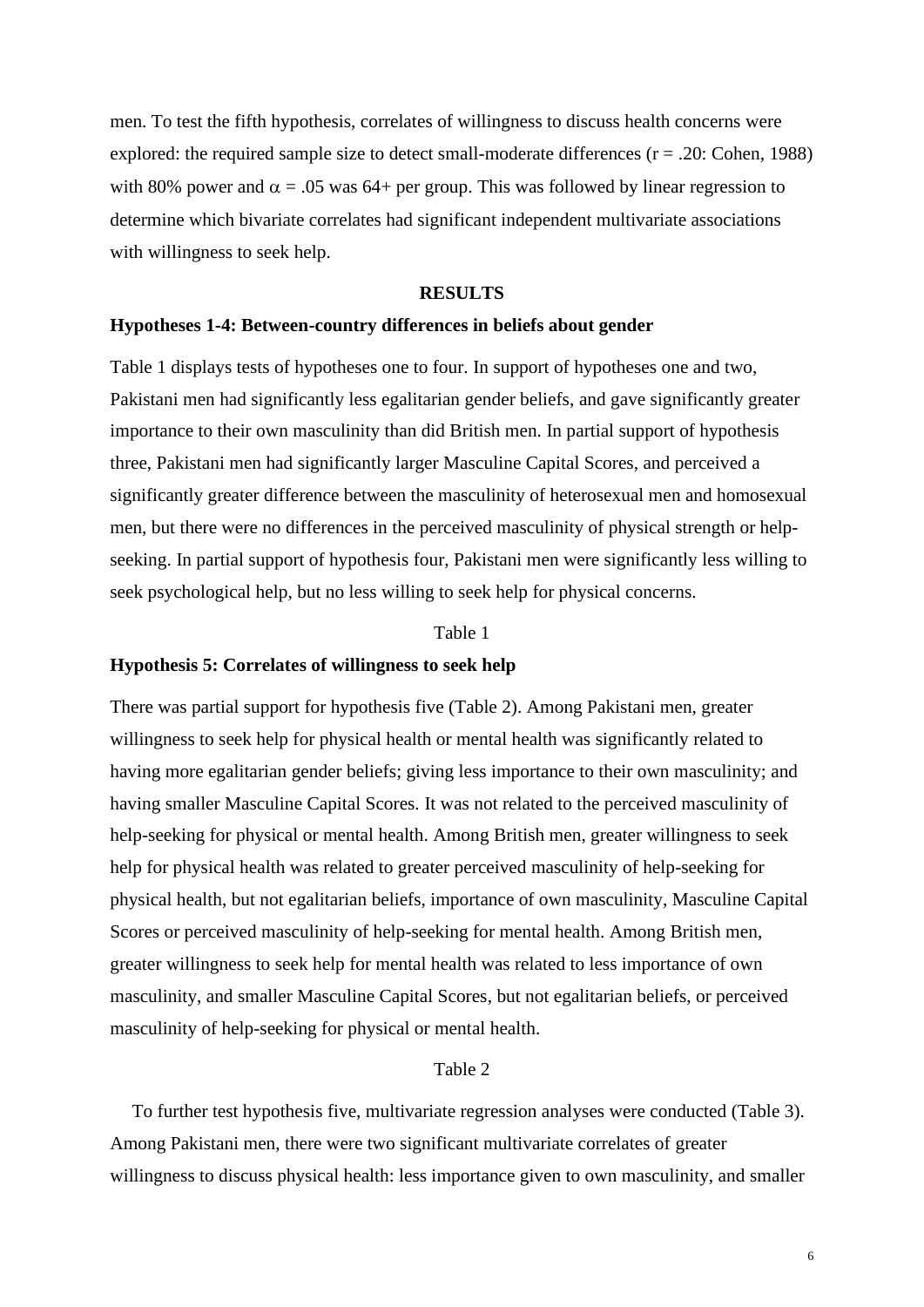men. To test the fifth hypothesis, correlates of willingness to discuss health concerns were explored: the required sample size to detect small-moderate differences ($r = .20$: Cohen, 1988) with 80% power and $\alpha = .05$ was 64+ per group. This was followed by linear regression to determine which bivariate correlates had significant independent multivariate associations with willingness to seek help.

## RESULTS

### Hypotheses 1-4: Between-country differences in beliefs about gender

Table 1 displays tests of hypotheses one to four. In support of hypotheses one and two, Pakistani men had significantly less egalitarian gender beliefs, and gave significantly greater importance to their own masculinity than did British men. In partial support of hypothesis three, Pakistani men had significantly larger Masculine Capital Scores, and perceived a significantly greater difference between the masculinity of heterosexual men and homosexual men, but there were no differences in the perceived masculinity of physical strength or help-seeking. In partial support of hypothesis four, Pakistani men were significantly less willing to seek psychological help, but no less willing to seek help for physical concerns.

Table 1

### Hypothesis 5: Correlates of willingness to seek help

There was partial support for hypothesis five (Table 2). Among Pakistani men, greater willingness to seek help for physical health or mental health was significantly related to having more egalitarian gender beliefs; giving less importance to their own masculinity; and having smaller Masculine Capital Scores. It was not related to the perceived masculinity of help-seeking for physical or mental health. Among British men, greater willingness to seek help for physical health was related to greater perceived masculinity of help-seeking for physical health, but not egalitarian beliefs, importance of own masculinity, Masculine Capital Scores or perceived masculinity of help-seeking for mental health. Among British men, greater willingness to seek help for mental health was related to less importance of own masculinity, and smaller Masculine Capital Scores, but not egalitarian beliefs, or perceived masculinity of help-seeking for physical or mental health.

Table 2

To further test hypothesis five, multivariate regression analyses were conducted (Table 3). Among Pakistani men, there were two significant multivariate correlates of greater willingness to discuss physical health: less importance given to own masculinity, and smaller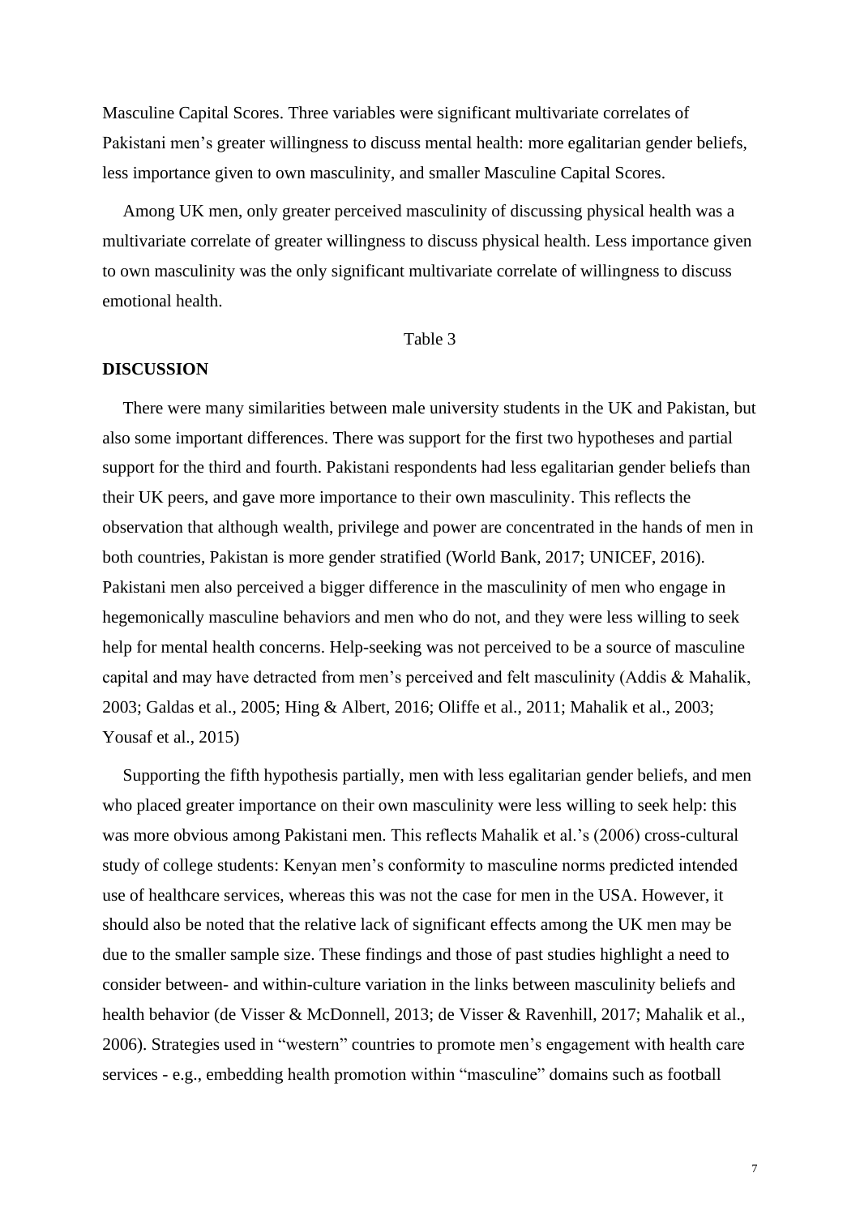Masculine Capital Scores. Three variables were significant multivariate correlates of Pakistani men's greater willingness to discuss mental health: more egalitarian gender beliefs, less importance given to own masculinity, and smaller Masculine Capital Scores.

Among UK men, only greater perceived masculinity of discussing physical health was a multivariate correlate of greater willingness to discuss physical health. Less importance given to own masculinity was the only significant multivariate correlate of willingness to discuss emotional health.

Table 3

**DISCUSSION**

There were many similarities between male university students in the UK and Pakistan, but also some important differences. There was support for the first two hypotheses and partial support for the third and fourth. Pakistani respondents had less egalitarian gender beliefs than their UK peers, and gave more importance to their own masculinity. This reflects the observation that although wealth, privilege and power are concentrated in the hands of men in both countries, Pakistan is more gender stratified (World Bank, 2017; UNICEF, 2016). Pakistani men also perceived a bigger difference in the masculinity of men who engage in hegemonically masculine behaviors and men who do not, and they were less willing to seek help for mental health concerns. Help-seeking was not perceived to be a source of masculine capital and may have detracted from men's perceived and felt masculinity (Addis & Mahalik, 2003; Galdas et al., 2005; Hing & Albert, 2016; Oliffe et al., 2011; Mahalik et al., 2003; Yousaf et al., 2015)

Supporting the fifth hypothesis partially, men with less egalitarian gender beliefs, and men who placed greater importance on their own masculinity were less willing to seek help: this was more obvious among Pakistani men. This reflects Mahalik et al.'s (2006) cross-cultural study of college students: Kenyan men's conformity to masculine norms predicted intended use of healthcare services, whereas this was not the case for men in the USA. However, it should also be noted that the relative lack of significant effects among the UK men may be due to the smaller sample size. These findings and those of past studies highlight a need to consider between- and within-culture variation in the links between masculinity beliefs and health behavior (de Visser & McDonnell, 2013; de Visser & Ravenhill, 2017; Mahalik et al., 2006). Strategies used in "western" countries to promote men's engagement with health care services - e.g., embedding health promotion within "masculine" domains such as football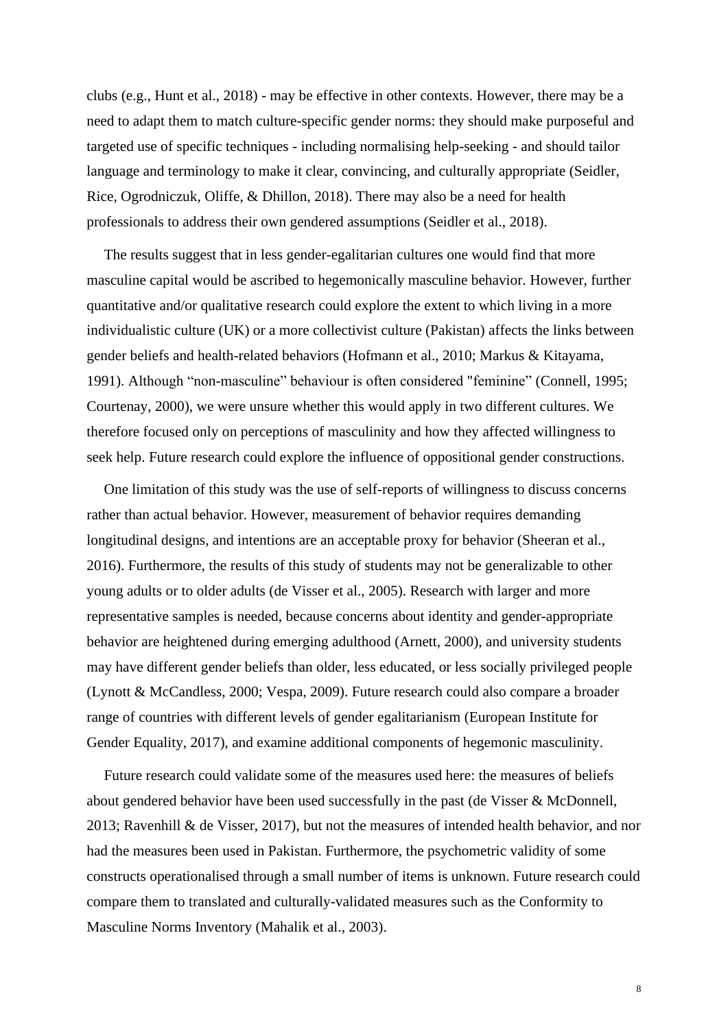clubs (e.g., Hunt et al., 2018) - may be effective in other contexts. However, there may be a need to adapt them to match culture-specific gender norms: they should make purposeful and targeted use of specific techniques - including normalising help-seeking - and should tailor language and terminology to make it clear, convincing, and culturally appropriate (Seidler, Rice, Ogrodniczuk, Oliffe, & Dhillon, 2018). There may also be a need for health professionals to address their own gendered assumptions (Seidler et al., 2018).

The results suggest that in less gender-egalitarian cultures one would find that more masculine capital would be ascribed to hegemonically masculine behavior. However, further quantitative and/or qualitative research could explore the extent to which living in a more individualistic culture (UK) or a more collectivist culture (Pakistan) affects the links between gender beliefs and health-related behaviors (Hofmann et al., 2010; Markus & Kitayama, 1991). Although "non-masculine" behaviour is often considered "feminine" (Connell, 1995; Courtenay, 2000), we were unsure whether this would apply in two different cultures. We therefore focused only on perceptions of masculinity and how they affected willingness to seek help. Future research could explore the influence of oppositional gender constructions.

One limitation of this study was the use of self-reports of willingness to discuss concerns rather than actual behavior. However, measurement of behavior requires demanding longitudinal designs, and intentions are an acceptable proxy for behavior (Sheeran et al., 2016). Furthermore, the results of this study of students may not be generalizable to other young adults or to older adults (de Visser et al., 2005). Research with larger and more representative samples is needed, because concerns about identity and gender-appropriate behavior are heightened during emerging adulthood (Arnett, 2000), and university students may have different gender beliefs than older, less educated, or less socially privileged people (Lynott & McCandless, 2000; Vespa, 2009). Future research could also compare a broader range of countries with different levels of gender egalitarianism (European Institute for Gender Equality, 2017), and examine additional components of hegemonic masculinity.

Future research could validate some of the measures used here: the measures of beliefs about gendered behavior have been used successfully in the past (de Visser & McDonnell, 2013; Ravenhill & de Visser, 2017), but not the measures of intended health behavior, and nor had the measures been used in Pakistan. Furthermore, the psychometric validity of some constructs operationalised through a small number of items is unknown. Future research could compare them to translated and culturally-validated measures such as the Conformity to Masculine Norms Inventory (Mahalik et al., 2003).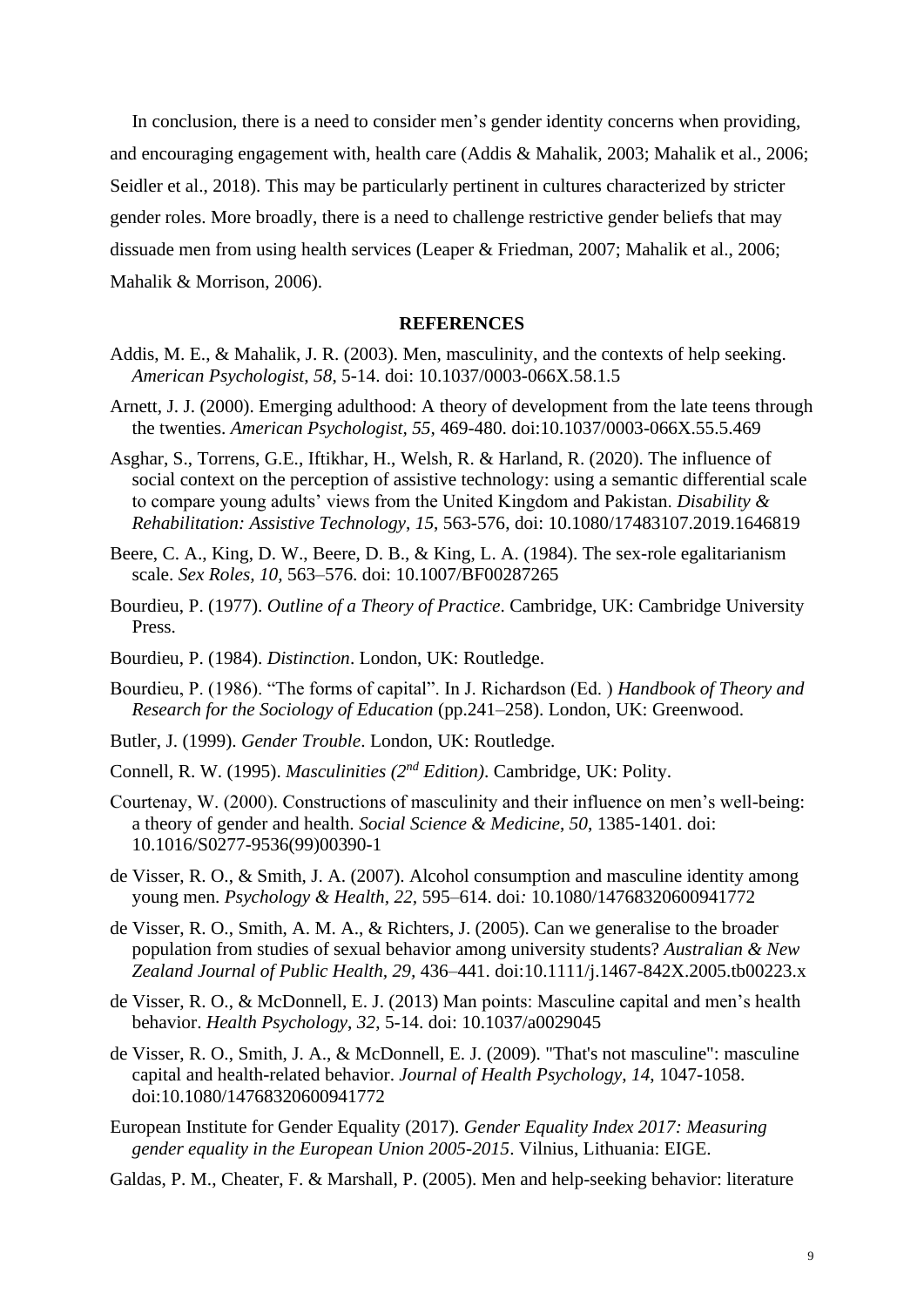In conclusion, there is a need to consider men's gender identity concerns when providing, and encouraging engagement with, health care (Addis & Mahalik, 2003; Mahalik et al., 2006; Seidler et al., 2018). This may be particularly pertinent in cultures characterized by stricter gender roles. More broadly, there is a need to challenge restrictive gender beliefs that may dissuade men from using health services (Leaper & Friedman, 2007; Mahalik et al., 2006; Mahalik & Morrison, 2006).

## REFERENCES

Addis, M. E., & Mahalik, J. R. (2003). Men, masculinity, and the contexts of help seeking. *American Psychologist*, *58*, 5-14. doi: 10.1037/0003-066X.58.1.5

Arnett, J. J. (2000). Emerging adulthood: A theory of development from the late teens through the twenties. *American Psychologist*, *55*, 469-480. doi:10.1037/0003-066X.55.5.469

Asghar, S., Torrens, G.E., Iftikhar, H., Welsh, R. & Harland, R. (2020). The influence of social context on the perception of assistive technology: using a semantic differential scale to compare young adults' views from the United Kingdom and Pakistan. *Disability & Rehabilitation: Assistive Technology*, *15*, 563-576, doi: 10.1080/17483107.2019.1646819

Beere, C. A., King, D. W., Beere, D. B., & King, L. A. (1984). The sex-role egalitarianism scale. *Sex Roles*, *10*, 563–576. doi: 10.1007/BF00287265

Bourdieu, P. (1977). *Outline of a Theory of Practice*. Cambridge, UK: Cambridge University Press.

Bourdieu, P. (1984). *Distinction*. London, UK: Routledge.

Bourdieu, P. (1986). "The forms of capital". In J. Richardson (Ed. ) *Handbook of Theory and Research for the Sociology of Education* (pp.241–258). London, UK: Greenwood.

Butler, J. (1999). *Gender Trouble*. London, UK: Routledge.

Connell, R. W. (1995). *Masculinities (2nd Edition)*. Cambridge, UK: Polity.

Courtenay, W. (2000). Constructions of masculinity and their influence on men's well-being: a theory of gender and health. *Social Science & Medicine*, *50*, 1385-1401. doi: 10.1016/S0277-9536(99)00390-1

de Visser, R. O., & Smith, J. A. (2007). Alcohol consumption and masculine identity among young men. *Psychology & Health, 22*, 595–614. doi: 10.1080/14768320600941772

de Visser, R. O., Smith, A. M. A., & Richters, J. (2005). Can we generalise to the broader population from studies of sexual behavior among university students? *Australian & New Zealand Journal of Public Health, 29*, 436–441. doi:10.1111/j.1467-842X.2005.tb00223.x

de Visser, R. O., & McDonnell, E. J. (2013) Man points: Masculine capital and men's health behavior. *Health Psychology*, *32*, 5-14. doi: 10.1037/a0029045

de Visser, R. O., Smith, J. A., & McDonnell, E. J. (2009). "That's not masculine": masculine capital and health-related behavior. *Journal of Health Psychology*, *14*, 1047-1058. doi:10.1080/14768320600941772

European Institute for Gender Equality (2017). *Gender Equality Index 2017: Measuring gender equality in the European Union 2005-2015*. Vilnius, Lithuania: EIGE.

Galdas, P. M., Cheater, F. & Marshall, P. (2005). Men and help-seeking behavior: literature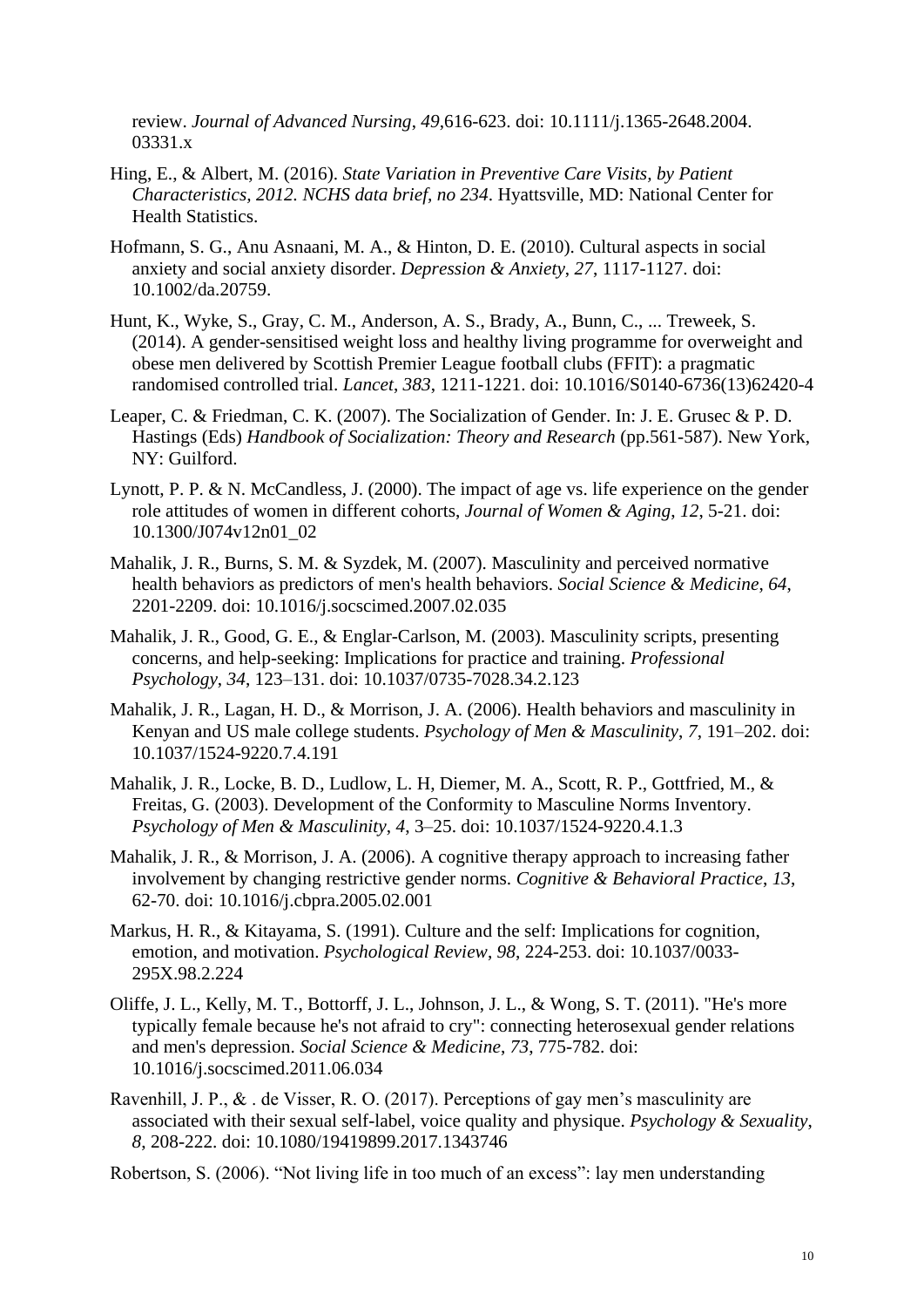review. *Journal of Advanced Nursing*, *49*,616-623. doi: 10.1111/j.1365-2648.2004. 03331.x

Hing, E., & Albert, M. (2016). *State Variation in Preventive Care Visits, by Patient Characteristics, 2012. NCHS data brief, no 234*. Hyattsville, MD: National Center for Health Statistics.

Hofmann, S. G., Anu Asnaani, M. A., & Hinton, D. E. (2010). Cultural aspects in social anxiety and social anxiety disorder. *Depression & Anxiety*, *27*, 1117-1127. doi: 10.1002/da.20759.

Hunt, K., Wyke, S., Gray, C. M., Anderson, A. S., Brady, A., Bunn, C., ... Treweek, S. (2014). A gender-sensitised weight loss and healthy living programme for overweight and obese men delivered by Scottish Premier League football clubs (FFIT): a pragmatic randomised controlled trial. *Lancet*, *383*, 1211-1221. doi: 10.1016/S0140-6736(13)62420-4

Leaper, C. & Friedman, C. K. (2007). The Socialization of Gender. In: J. E. Grusec & P. D. Hastings (Eds) *Handbook of Socialization: Theory and Research* (pp.561-587). New York, NY: Guilford.

Lynott, P. P. & N. McCandless, J. (2000). The impact of age vs. life experience on the gender role attitudes of women in different cohorts, *Journal of Women & Aging*, *12*, 5-21. doi: 10.1300/J074v12n01_02

Mahalik, J. R., Burns, S. M. & Syzdek, M. (2007). Masculinity and perceived normative health behaviors as predictors of men's health behaviors. *Social Science & Medicine*, *64*, 2201-2209. doi: 10.1016/j.socscimed.2007.02.035

Mahalik, J. R., Good, G. E., & Englar-Carlson, M. (2003). Masculinity scripts, presenting concerns, and help-seeking: Implications for practice and training. *Professional Psychology*, *34*, 123–131. doi: 10.1037/0735-7028.34.2.123

Mahalik, J. R., Lagan, H. D., & Morrison, J. A. (2006). Health behaviors and masculinity in Kenyan and US male college students. *Psychology of Men & Masculinity*, *7*, 191–202. doi: 10.1037/1524-9220.7.4.191

Mahalik, J. R., Locke, B. D., Ludlow, L. H, Diemer, M. A., Scott, R. P., Gottfried, M., & Freitas, G. (2003). Development of the Conformity to Masculine Norms Inventory. *Psychology of Men & Masculinity*, *4*, 3–25. doi: 10.1037/1524-9220.4.1.3

Mahalik, J. R., & Morrison, J. A. (2006). A cognitive therapy approach to increasing father involvement by changing restrictive gender norms. *Cognitive & Behavioral Practice*, *13*, 62-70. doi: 10.1016/j.cbpra.2005.02.001

Markus, H. R., & Kitayama, S. (1991). Culture and the self: Implications for cognition, emotion, and motivation. *Psychological Review*, *98*, 224-253. doi: 10.1037/0033-295X.98.2.224

Oliffe, J. L., Kelly, M. T., Bottorff, J. L., Johnson, J. L., & Wong, S. T. (2011). "He's more typically female because he's not afraid to cry": connecting heterosexual gender relations and men's depression. *Social Science & Medicine*, *73*, 775-782. doi: 10.1016/j.socscimed.2011.06.034

Ravenhill, J. P., & . de Visser, R. O. (2017). Perceptions of gay men's masculinity are associated with their sexual self-label, voice quality and physique. *Psychology & Sexuality*, *8*, 208-222. doi: 10.1080/19419899.2017.1343746

Robertson, S. (2006). "Not living life in too much of an excess": lay men understanding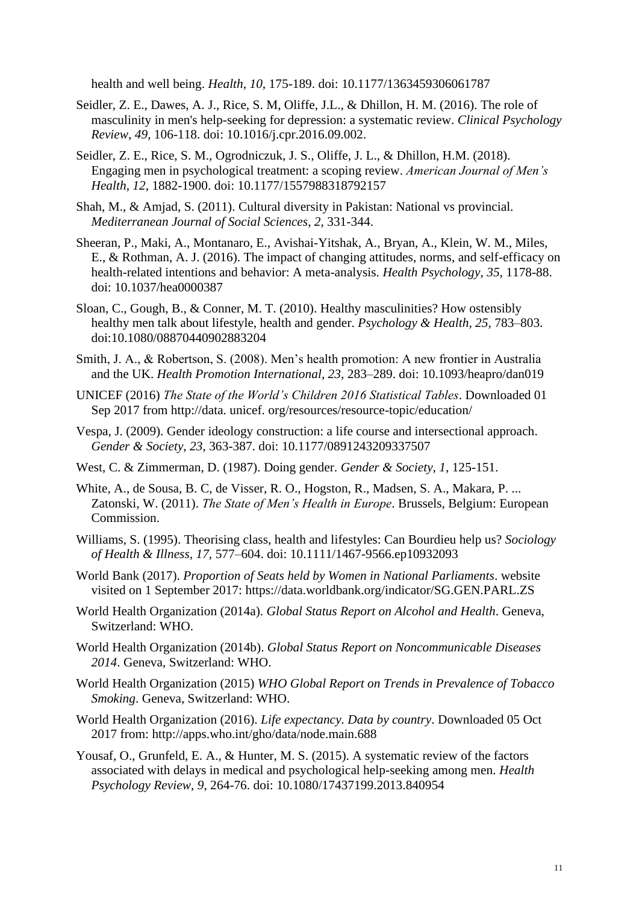health and well being. *Health, 10,* 175-189. doi: 10.1177/1363459306061787

Seidler, Z. E., Dawes, A. J., Rice, S. M, Oliffe, J.L., & Dhillon, H. M. (2016). The role of masculinity in men's help-seeking for depression: a systematic review. *Clinical Psychology Review*, *49,* 106-118. doi: 10.1016/j.cpr.2016.09.002.

Seidler, Z. E., Rice, S. M., Ogrodniczuk, J. S., Oliffe, J. L., & Dhillon, H.M. (2018). Engaging men in psychological treatment: a scoping review. *American Journal of Men's Health*, *12*, 1882-1900. doi: 10.1177/1557988318792157

Shah, M., & Amjad, S. (2011). Cultural diversity in Pakistan: National vs provincial. *Mediterranean Journal of Social Sciences*, *2*, 331-344.

Sheeran, P., Maki, A., Montanaro, E., Avishai-Yitshak, A., Bryan, A., Klein, W. M., Miles, E., & Rothman, A. J. (2016). The impact of changing attitudes, norms, and self-efficacy on health-related intentions and behavior: A meta-analysis. *Health Psychology*, *35*, 1178-88. doi: 10.1037/hea0000387

Sloan, C., Gough, B., & Conner, M. T. (2010). Healthy masculinities? How ostensibly healthy men talk about lifestyle, health and gender. *Psychology & Health, 25,* 783–803. doi:10.1080/08870440902883204

Smith, J. A., & Robertson, S. (2008). Men's health promotion: A new frontier in Australia and the UK. *Health Promotion International, 23,* 283–289. doi: 10.1093/heapro/dan019

UNICEF (2016) *The State of the World's Children 2016 Statistical Tables*. Downloaded 01 Sep 2017 from http://data. unicef. org/resources/resource-topic/education/

Vespa, J. (2009). Gender ideology construction: a life course and intersectional approach. *Gender & Society*, *23*, 363-387. doi: 10.1177/0891243209337507

West, C. & Zimmerman, D. (1987). Doing gender. *Gender & Society*, *1*, 125-151.

White, A., de Sousa, B. C, de Visser, R. O., Hogston, R., Madsen, S. A., Makara, P. ... Zatonski, W. (2011). *The State of Men's Health in Europe*. Brussels, Belgium: European Commission.

Williams, S. (1995). Theorising class, health and lifestyles: Can Bourdieu help us? *Sociology of Health & Illness, 17,* 577–604. doi: 10.1111/1467-9566.ep10932093

World Bank (2017). *Proportion of Seats held by Women in National Parliaments*. website visited on 1 September 2017: https://data.worldbank.org/indicator/SG.GEN.PARL.ZS

World Health Organization (2014a). *Global Status Report on Alcohol and Health*. Geneva, Switzerland: WHO.

World Health Organization (2014b). *Global Status Report on Noncommunicable Diseases 2014*. Geneva, Switzerland: WHO.

World Health Organization (2015) *WHO Global Report on Trends in Prevalence of Tobacco Smoking*. Geneva, Switzerland: WHO.

World Health Organization (2016). *Life expectancy. Data by country*. Downloaded 05 Oct 2017 from: http://apps.who.int/gho/data/node.main.688

Yousaf, O., Grunfeld, E. A., & Hunter, M. S. (2015). A systematic review of the factors associated with delays in medical and psychological help-seeking among men. *Health Psychology Review*, *9*, 264-76. doi: 10.1080/17437199.2013.840954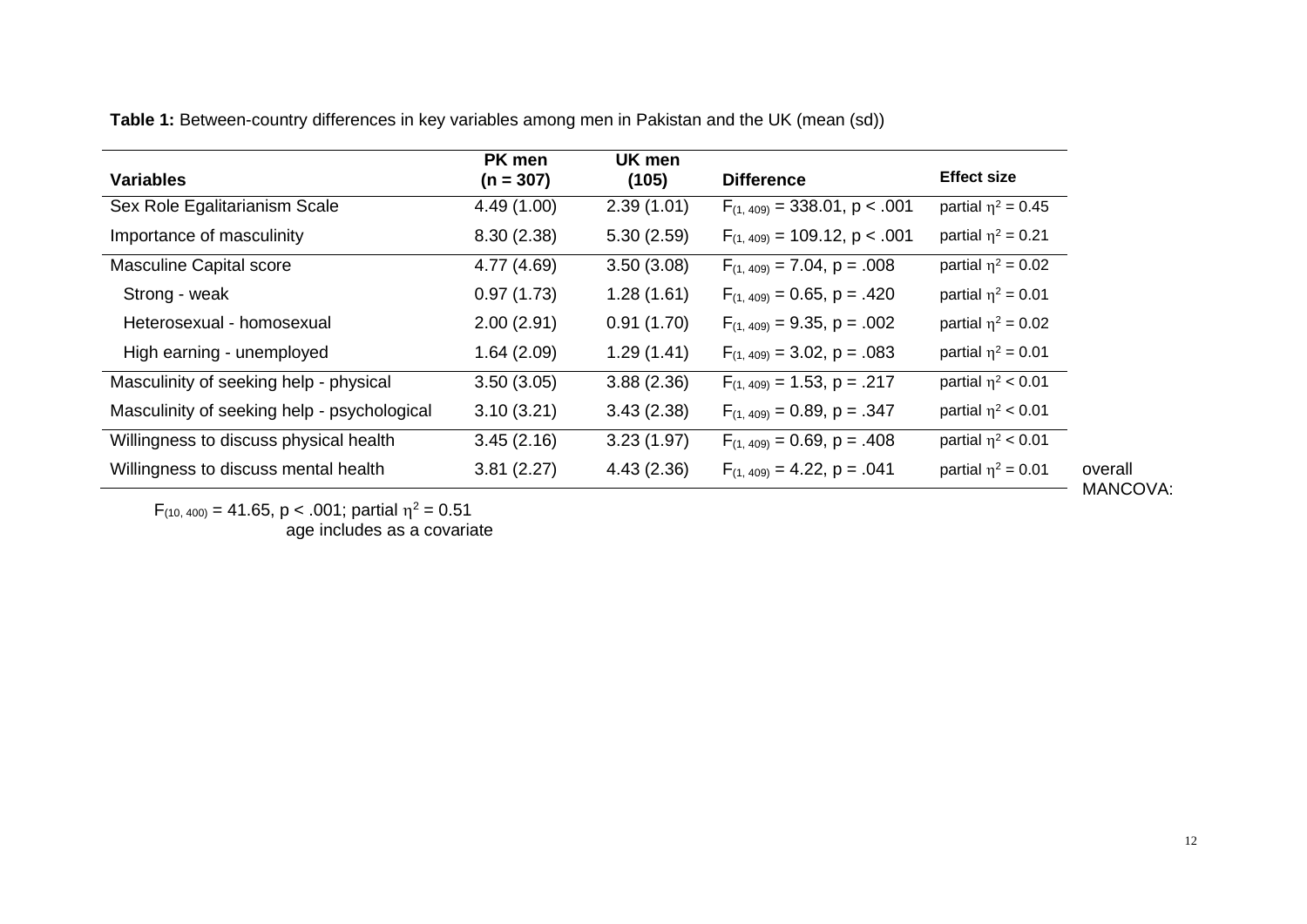**Table 1:** Between-country differences in key variables among men in Pakistan and the UK (mean (sd))

| Variables | PK men (n = 307) | UK men (105) | Difference | Effect size |
|---|---|---|---|---|
| Sex Role Egalitarianism Scale | 4.49 (1.00) | 2.39 (1.01) | $F_{(1, 409)} = 338.01$, $p < .001$ | partial $\eta^2 = 0.45$ |
| Importance of masculinity | 8.30 (2.38) | 5.30 (2.59) | $F_{(1, 409)} = 109.12$, $p < .001$ | partial $\eta^2 = 0.21$ |
| Masculine Capital score | 4.77 (4.69) | 3.50 (3.08) | $F_{(1, 409)} = 7.04$, $p = .008$ | partial $\eta^2 = 0.02$ |
| Strong - weak | 0.97 (1.73) | 1.28 (1.61) | $F_{(1, 409)} = 0.65$, $p = .420$ | partial $\eta^2 = 0.01$ |
| Heterosexual - homosexual | 2.00 (2.91) | 0.91 (1.70) | $F_{(1, 409)} = 9.35$, $p = .002$ | partial $\eta^2 = 0.02$ |
| High earning - unemployed | 1.64 (2.09) | 1.29 (1.41) | $F_{(1, 409)} = 3.02$, $p = .083$ | partial $\eta^2 = 0.01$ |
| Masculinity of seeking help - physical | 3.50 (3.05) | 3.88 (2.36) | $F_{(1, 409)} = 1.53$, $p = .217$ | partial $\eta^2 < 0.01$ |
| Masculinity of seeking help - psychological | 3.10 (3.21) | 3.43 (2.38) | $F_{(1, 409)} = 0.89$, $p = .347$ | partial $\eta^2 < 0.01$ |
| Willingness to discuss physical health | 3.45 (2.16) | 3.23 (1.97) | $F_{(1, 409)} = 0.69$, $p = .408$ | partial $\eta^2 < 0.01$ |
| Willingness to discuss mental health | 3.81 (2.27) | 4.43 (2.36) | $F_{(1, 409)} = 4.22$, $p = .041$ | partial $\eta^2 = 0.01$ |

overall MANCOVA: $F_{(10, 400)} = 41.65$, $p < .001$; partial $\eta^2 = 0.51$

age includes as a covariate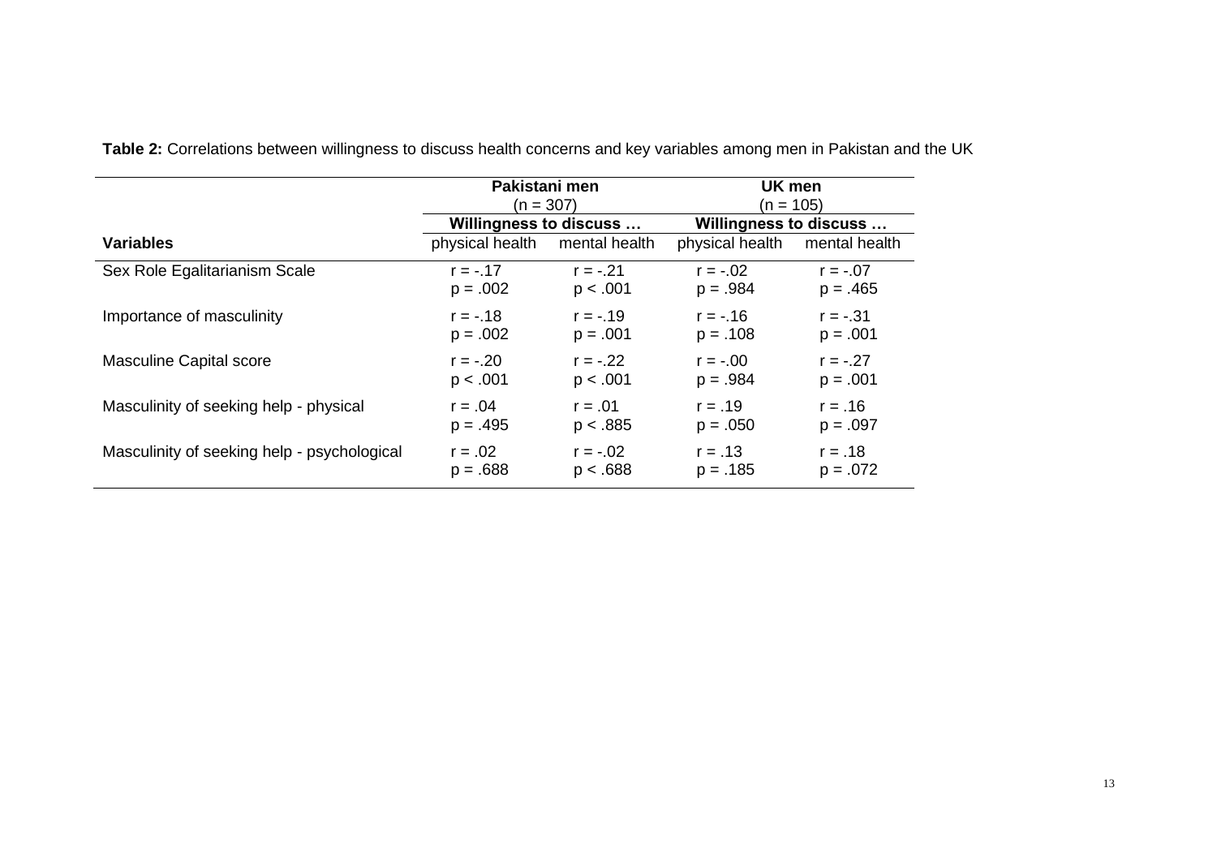**Table 2:** Correlations between willingness to discuss health concerns and key variables among men in Pakistan and the UK

| | Pakistani men (n = 307) | | UK men (n = 105) | |
|---|---|---|---|---|
| | **Willingness to discuss …** | | **Willingness to discuss …** | |
| **Variables** | physical health | mental health | physical health | mental health |
| Sex Role Egalitarianism Scale | $r = -.17$ $p = .002$ | $r = -.21$ $p < .001$ | $r = -.02$ $p = .984$ | $r = -.07$ $p = .465$ |
| Importance of masculinity | $r = -.18$ $p = .002$ | $r = -.19$ $p = .001$ | $r = -.16$ $p = .108$ | $r = -.31$ $p = .001$ |
| Masculine Capital score | $r = -.20$ $p < .001$ | $r = -.22$ $p < .001$ | $r = -.00$ $p = .984$ | $r = -.27$ $p = .001$ |
| Masculinity of seeking help - physical | $r = .04$ $p = .495$ | $r = .01$ $p < .885$ | $r = .19$ $p = .050$ | $r = .16$ $p = .097$ |
| Masculinity of seeking help - psychological | $r = .02$ $p = .688$ | $r = -.02$ $p < .688$ | $r = .13$ $p = .185$ | $r = .18$ $p = .072$ |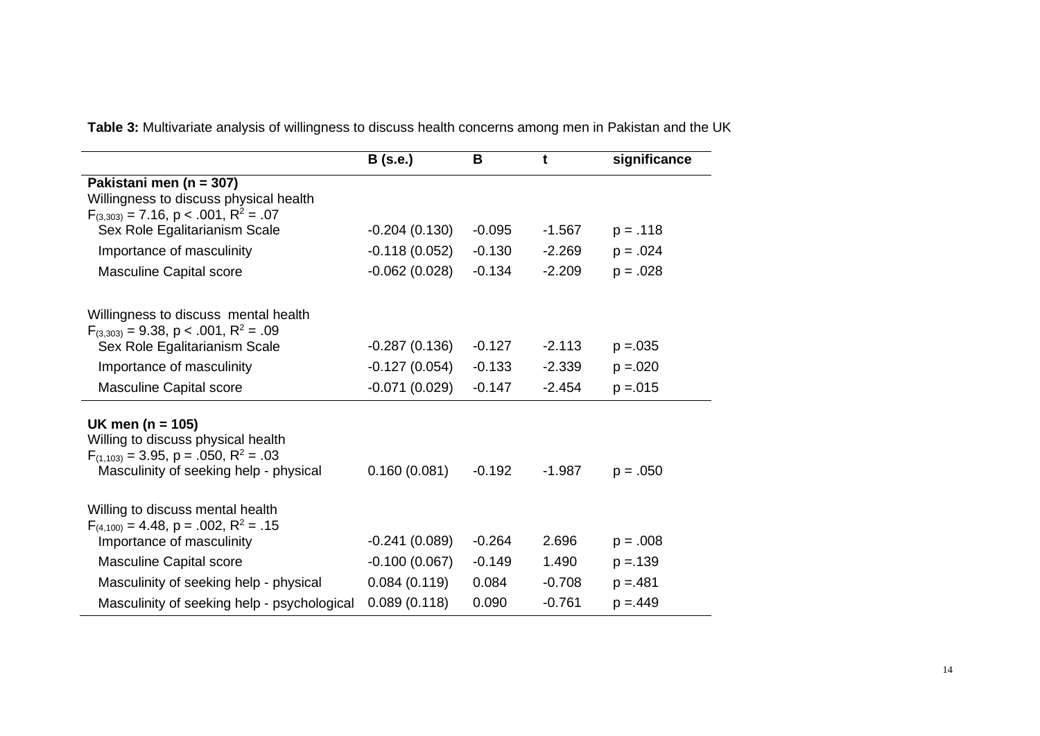**Table 3:** Multivariate analysis of willingness to discuss health concerns among men in Pakistan and the UK

| | B (s.e.) | Β | t | significance |
|---|---|---|---|---|
| **Pakistani men (n = 307)** | | | | |
| Willingness to discuss physical health | | | | |
| $F_{(3,303)} = 7.16$, $p < .001$, $R^2 = .07$ | | | | |
| Sex Role Egalitarianism Scale | -0.204 (0.130) | -0.095 | -1.567 | p = .118 |
| Importance of masculinity | -0.118 (0.052) | -0.130 | -2.269 | p = .024 |
| Masculine Capital score | -0.062 (0.028) | -0.134 | -2.209 | p = .028 |
| Willingness to discuss mental health | | | | |
| $F_{(3,303)} = 9.38$, $p < .001$, $R^2 = .09$ | | | | |
| Sex Role Egalitarianism Scale | -0.287 (0.136) | -0.127 | -2.113 | p =.035 |
| Importance of masculinity | -0.127 (0.054) | -0.133 | -2.339 | p =.020 |
| Masculine Capital score | -0.071 (0.029) | -0.147 | -2.454 | p =.015 |
| **UK men (n = 105)** | | | | |
| Willing to discuss physical health | | | | |
| $F_{(1,103)} = 3.95$, $p = .050$, $R^2 = .03$ | | | | |
| Masculinity of seeking help - physical | 0.160 (0.081) | -0.192 | -1.987 | p = .050 |
| Willing to discuss mental health | | | | |
| $F_{(4,100)} = 4.48$, $p = .002$, $R^2 = .15$ | | | | |
| Importance of masculinity | -0.241 (0.089) | -0.264 | 2.696 | p = .008 |
| Masculine Capital score | -0.100 (0.067) | -0.149 | 1.490 | p =.139 |
| Masculinity of seeking help - physical | 0.084 (0.119) | 0.084 | -0.708 | p =.481 |
| Masculinity of seeking help - psychological | 0.089 (0.118) | 0.090 | -0.761 | p =.449 |